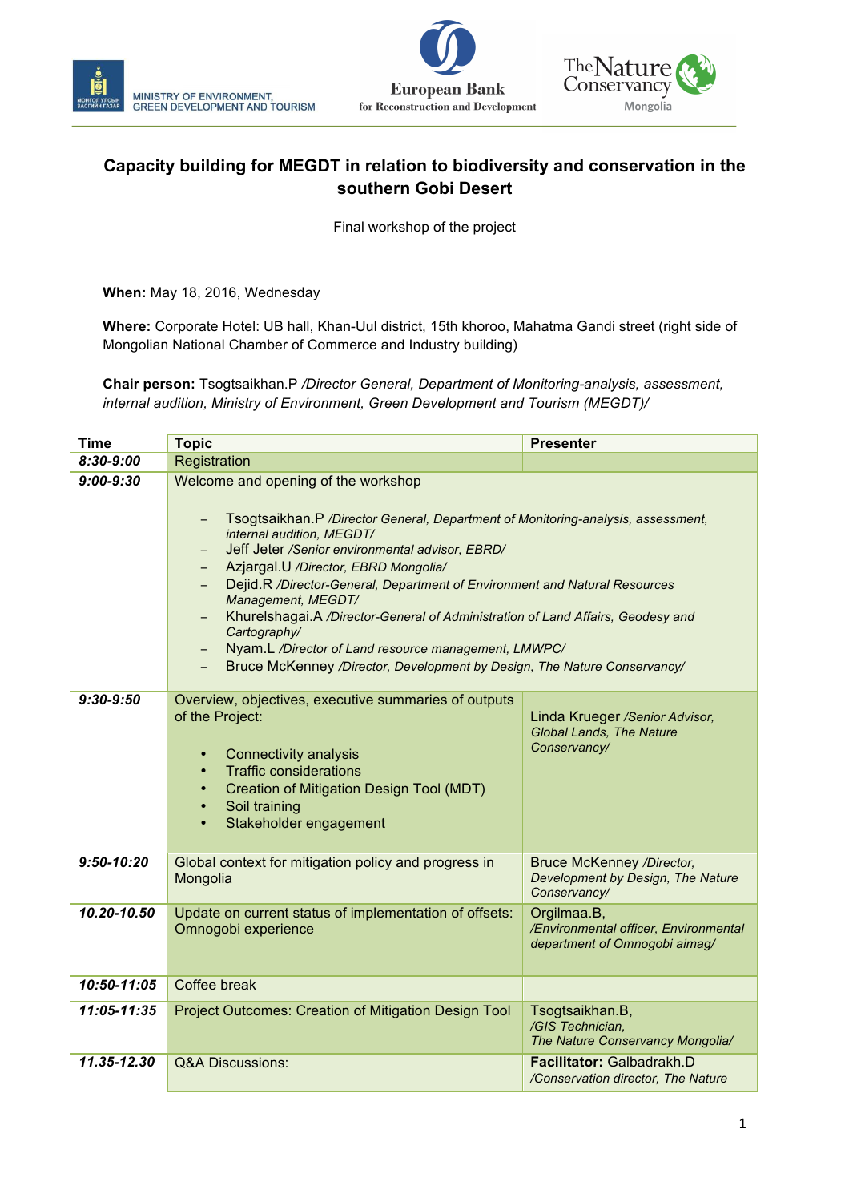MINISTRY OF ENVIRONMENT, GREEN DEVELOPMENT AND TOURISM

European Bank for Reconstruction and Development

The Nature Conservancy Mongolia

## Capacity building for MEGDT in relation to biodiversity and conservation in the southern Gobi Desert

Final workshop of the project

**When:** May 18, 2016, Wednesday

**Where:** Corporate Hotel: UB hall, Khan-Uul district, 15th khoroo, Mahatma Gandi street (right side of Mongolian National Chamber of Commerce and Industry building)

**Chair person:** Tsogtsaikhan.P */Director General, Department of Monitoring-analysis, assessment, internal audition, Ministry of Environment, Green Development and Tourism (MEGDT)/*

| Time | Topic | Presenter |
|---|---|---|
| ***8:30-9:00*** | Registration | |
| ***9:00-9:30*** | Welcome and opening of the workshop<br>– Tsogtsaikhan.P */Director General, Department of Monitoring-analysis, assessment, internal audition, MEGDT/*<br>– Jeff Jeter */Senior environmental advisor, EBRD/*<br>– Azjargal.U */Director, EBRD Mongolia/*<br>– Dejid.R */Director-General, Department of Environment and Natural Resources Management, MEGDT/*<br>– Khurelshagai.A */Director-General of Administration of Land Affairs, Geodesy and Cartography/*<br>– Nyam.L */Director of Land resource management, LMWPC/*<br>– Bruce McKenney */Director, Development by Design, The Nature Conservancy/* | |
| ***9:30-9:50*** | Overview, objectives, executive summaries of outputs of the Project:<br>• Connectivity analysis<br>• Traffic considerations<br>• Creation of Mitigation Design Tool (MDT)<br>• Soil training<br>• Stakeholder engagement | Linda Krueger */Senior Advisor, Global Lands, The Nature Conservancy/* |
| ***9:50-10:20*** | Global context for mitigation policy and progress in Mongolia | Bruce McKenney */Director, Development by Design, The Nature Conservancy/* |
| ***10.20-10.50*** | Update on current status of implementation of offsets: Omnogobi experience | Orgilmaa.B, */Environmental officer, Environmental department of Omnogobi aimag/* |
| ***10:50-11:05*** | Coffee break | |
| ***11:05-11:35*** | Project Outcomes: Creation of Mitigation Design Tool | Tsogtsaikhan.B, */GIS Technician, The Nature Conservancy Mongolia/* |
| ***11.35-12.30*** | Q&A Discussions: | **Facilitator:** Galbadrakh.D */Conservation director, The Nature* |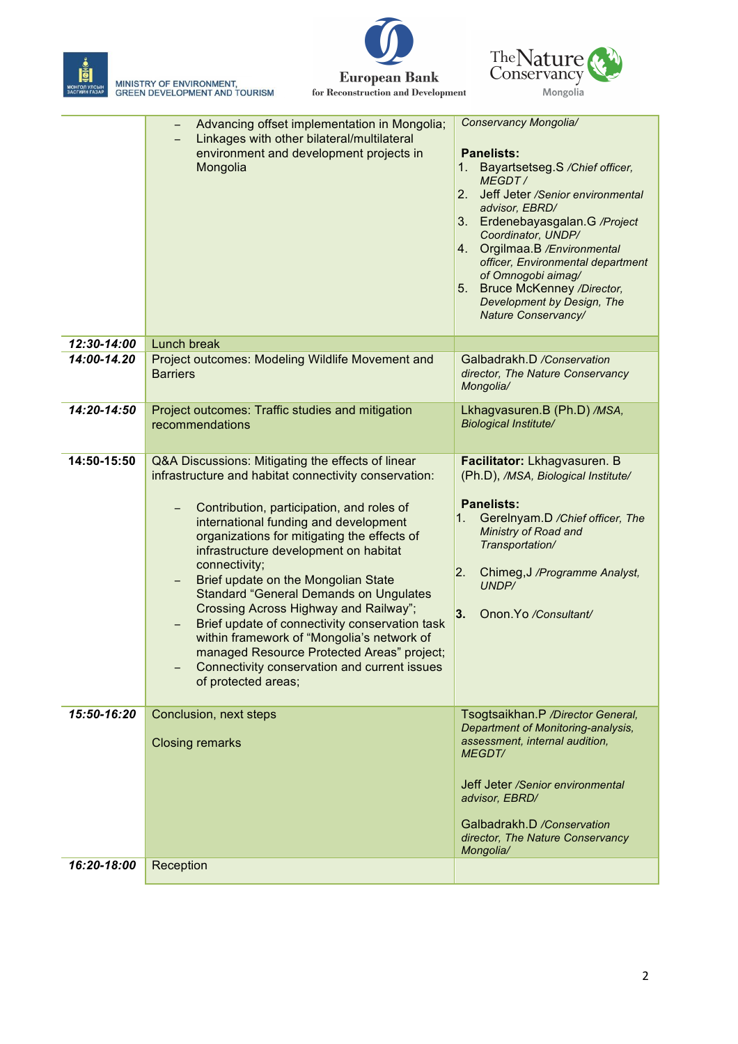| | | |
|---|---|---|
| | – Advancing offset implementation in Mongolia;<br>– Linkages with other bilateral/multilateral environment and development projects in Mongolia | *Conservancy Mongolia/*<br><br>**Panelists:**<br>1. Bayartsetseg.S */Chief officer, MEGDT /*<br>2. Jeff Jeter */Senior environmental advisor, EBRD/*<br>3. Erdenebayasgalan.G */Project Coordinator, UNDP/*<br>4. Orgilmaa.B */Environmental officer, Environmental department of Omnogobi aimag/*<br>5. Bruce McKenney */Director, Development by Design, The Nature Conservancy/* |
| ***12:30-14:00*** | Lunch break | |
| ***14:00-14.20*** | Project outcomes: Modeling Wildlife Movement and Barriers | Galbadrakh.D */Conservation director, The Nature Conservancy Mongolia/* |
| ***14:20-14:50*** | Project outcomes: Traffic studies and mitigation recommendations | Lkhagvasuren.B (Ph.D) */MSA, Biological Institute/* |
| **14:50-15:50** | Q&A Discussions: Mitigating the effects of linear infrastructure and habitat connectivity conservation:<br><br>– Contribution, participation, and roles of international funding and development organizations for mitigating the effects of infrastructure development on habitat connectivity;<br>– Brief update on the Mongolian State Standard "General Demands on Ungulates Crossing Across Highway and Railway";<br>– Brief update of connectivity conservation task within framework of "Mongolia's network of managed Resource Protected Areas" project;<br>– Connectivity conservation and current issues of protected areas; | **Facilitator:** Lkhagvasuren. B (Ph.D), */MSA, Biological Institute/*<br><br>**Panelists:**<br>1. Gerelnyam.D */Chief officer, The Ministry of Road and Transportation/*<br>2. Chimeg,J */Programme Analyst, UNDP/*<br>**3.** Onon.Yo */Consultant/* |
| ***15:50-16:20*** | Conclusion, next steps<br><br>Closing remarks | Tsogtsaikhan.P */Director General, Department of Monitoring-analysis, assessment, internal audition, MEGDT/*<br><br>Jeff Jeter */Senior environmental advisor, EBRD/*<br><br>Galbadrakh.D */Conservation director, The Nature Conservancy Mongolia/* |
| ***16:20-18:00*** | Reception | |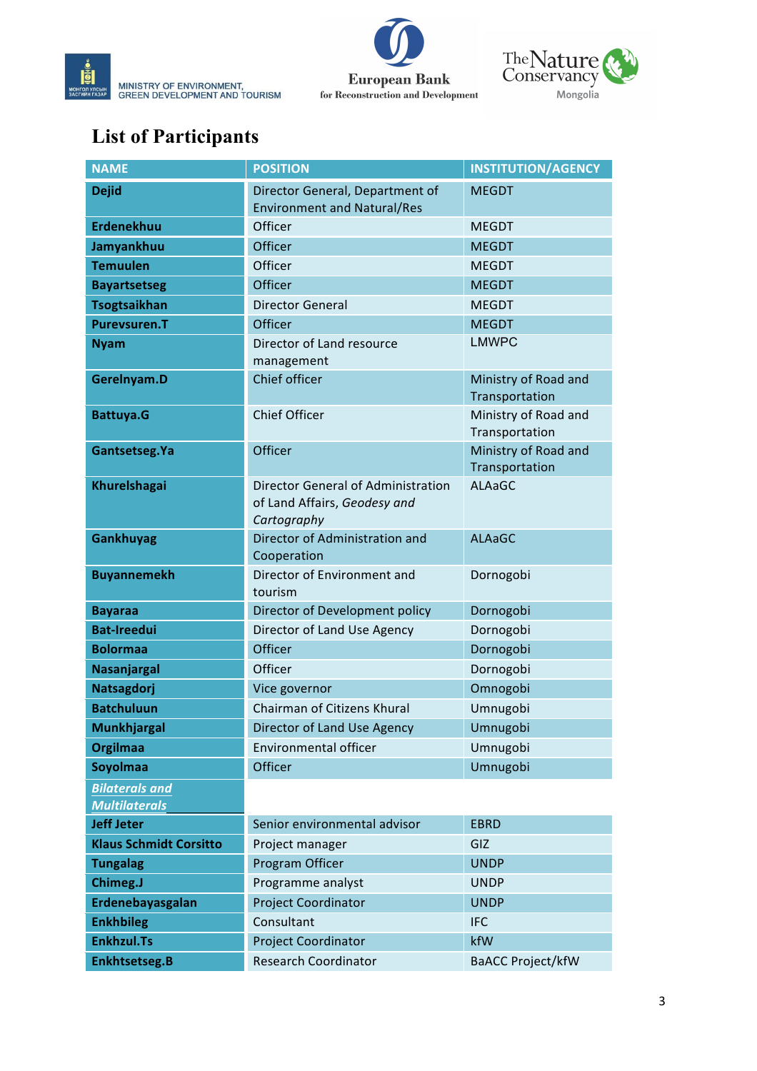MINISTRY OF ENVIRONMENT, GREEN DEVELOPMENT AND TOURISM

European Bank for Reconstruction and Development

The Nature Conservancy Mongolia

# List of Participants

| NAME | POSITION | INSTITUTION/AGENCY |
|---|---|---|
| **Dejid** | Director General, Department of Environment and Natural/Res | MEGDT |
| **Erdenekhuu** | Officer | MEGDT |
| **Jamyankhuu** | Officer | MEGDT |
| **Temuulen** | Officer | MEGDT |
| **Bayartsetseg** | Officer | MEGDT |
| **Tsogtsaikhan** | Director General | MEGDT |
| **Purevsuren.T** | Officer | MEGDT |
| **Nyam** | Director of Land resource management | LMWPC |
| **Gerelnyam.D** | Chief officer | Ministry of Road and Transportation |
| **Battuya.G** | Chief Officer | Ministry of Road and Transportation |
| **Gantsetseg.Ya** | Officer | Ministry of Road and Transportation |
| **Khurelshagai** | Director General of Administration of Land Affairs, *Geodesy and Cartography* | ALAaGC |
| **Gankhuyag** | Director of Administration and Cooperation | ALAaGC |
| **Buyannemekh** | Director of Environment and tourism | Dornogobi |
| **Bayaraa** | Director of Development policy | Dornogobi |
| **Bat-Ireedui** | Director of Land Use Agency | Dornogobi |
| **Bolormaa** | Officer | Dornogobi |
| **Nasanjargal** | Officer | Dornogobi |
| **Natsagdorj** | Vice governor | Omnogobi |
| **Batchuluun** | Chairman of Citizens Khural | Umnugobi |
| **Munkhjargal** | Director of Land Use Agency | Umnugobi |
| **Orgilmaa** | Environmental officer | Umnugobi |
| **Soyolmaa** | Officer | Umnugobi |
| ***Bilaterals and Multilaterals*** | | |
| **Jeff Jeter** | Senior environmental advisor | EBRD |
| **Klaus Schmidt Corsitto** | Project manager | GIZ |
| **Tungalag** | Program Officer | UNDP |
| **Chimeg.J** | Programme analyst | UNDP |
| **Erdenebayasgalan** | Project Coordinator | UNDP |
| **Enkhbileg** | Consultant | IFC |
| **Enkhzul.Ts** | Project Coordinator | kfW |
| **Enkhtsetseg.B** | Research Coordinator | BaACC Project/kfW |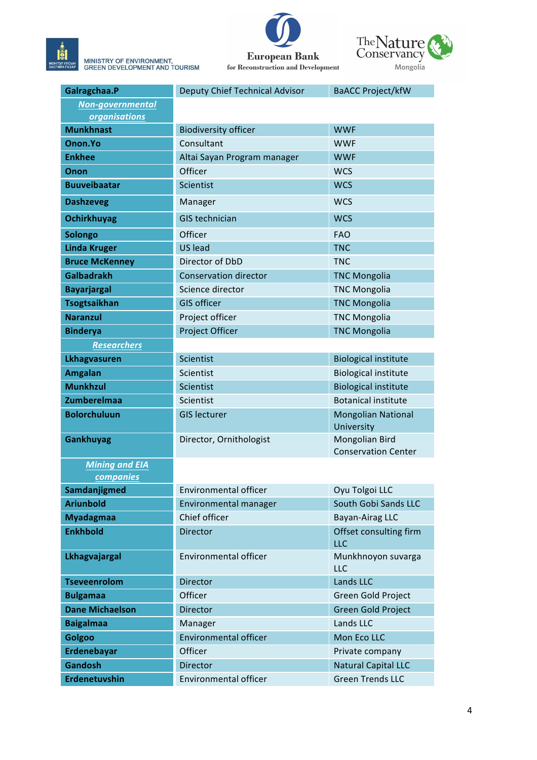| | | |
|---|---|---|
| **Galragchaa.P** | Deputy Chief Technical Advisor | BaACC Project/kfW |
| ***Non-governmental organisations*** | | |
| **Munkhnast** | Biodiversity officer | WWF |
| **Onon.Yo** | Consultant | WWF |
| **Enkhee** | Altai Sayan Program manager | WWF |
| **Onon** | Officer | WCS |
| **Buuveibaatar** | Scientist | WCS |
| **Dashzeveg** | Manager | WCS |
| **Ochirkhuyag** | GIS technician | WCS |
| **Solongo** | Officer | FAO |
| **Linda Kruger** | US lead | TNC |
| **Bruce McKenney** | Director of DbD | TNC |
| **Galbadrakh** | Conservation director | TNC Mongolia |
| **Bayarjargal** | Science director | TNC Mongolia |
| **Tsogtsaikhan** | GIS officer | TNC Mongolia |
| **Naranzul** | Project officer | TNC Mongolia |
| **Binderya** | Project Officer | TNC Mongolia |
| ***Researchers*** | | |
| **Lkhagvasuren** | Scientist | Biological institute |
| **Amgalan** | Scientist | Biological institute |
| **Munkhzul** | Scientist | Biological institute |
| **Zumberelmaa** | Scientist | Botanical institute |
| **Bolorchuluun** | GIS lecturer | Mongolian National University |
| **Gankhuyag** | Director, Ornithologist | Mongolian Bird Conservation Center |
| ***Mining and EIA companies*** | | |
| **Samdanjigmed** | Environmental officer | Oyu Tolgoi LLC |
| **Ariunbold** | Environmental manager | South Gobi Sands LLC |
| **Myadagmaa** | Chief officer | Bayan-Airag LLC |
| **Enkhbold** | Director | Offset consulting firm LLC |
| **Lkhagvajargal** | Environmental officer | Munkhnoyon suvarga LLC |
| **Tseveenrolom** | Director | Lands LLC |
| **Bulgamaa** | Officer | Green Gold Project |
| **Dane Michaelson** | Director | Green Gold Project |
| **Baigalmaa** | Manager | Lands LLC |
| **Golgoo** | Environmental officer | Mon Eco LLC |
| **Erdenebayar** | Officer | Private company |
| **Gandosh** | Director | Natural Capital LLC |
| **Erdenetuvshin** | Environmental officer | Green Trends LLC |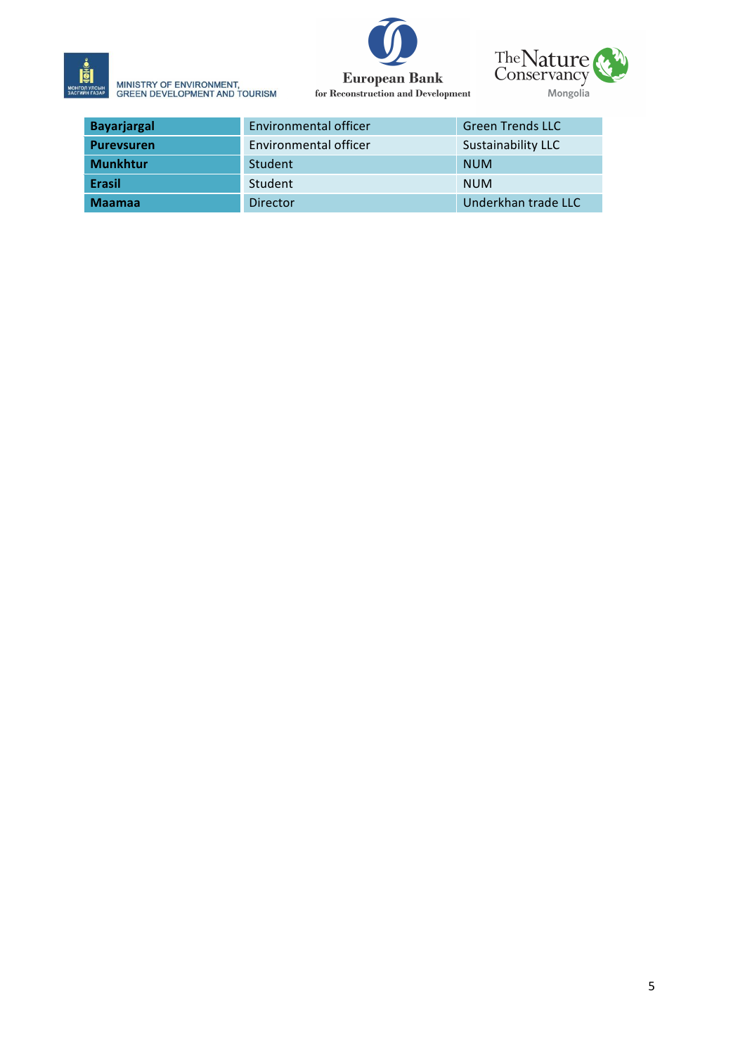| | | |
|---|---|---|
| **Bayarjargal** | Environmental officer | Green Trends LLC |
| **Purevsuren** | Environmental officer | Sustainability LLC |
| **Munkhtur** | Student | NUM |
| **Erasil** | Student | NUM |
| **Maamaa** | Director | Underkhan trade LLC |